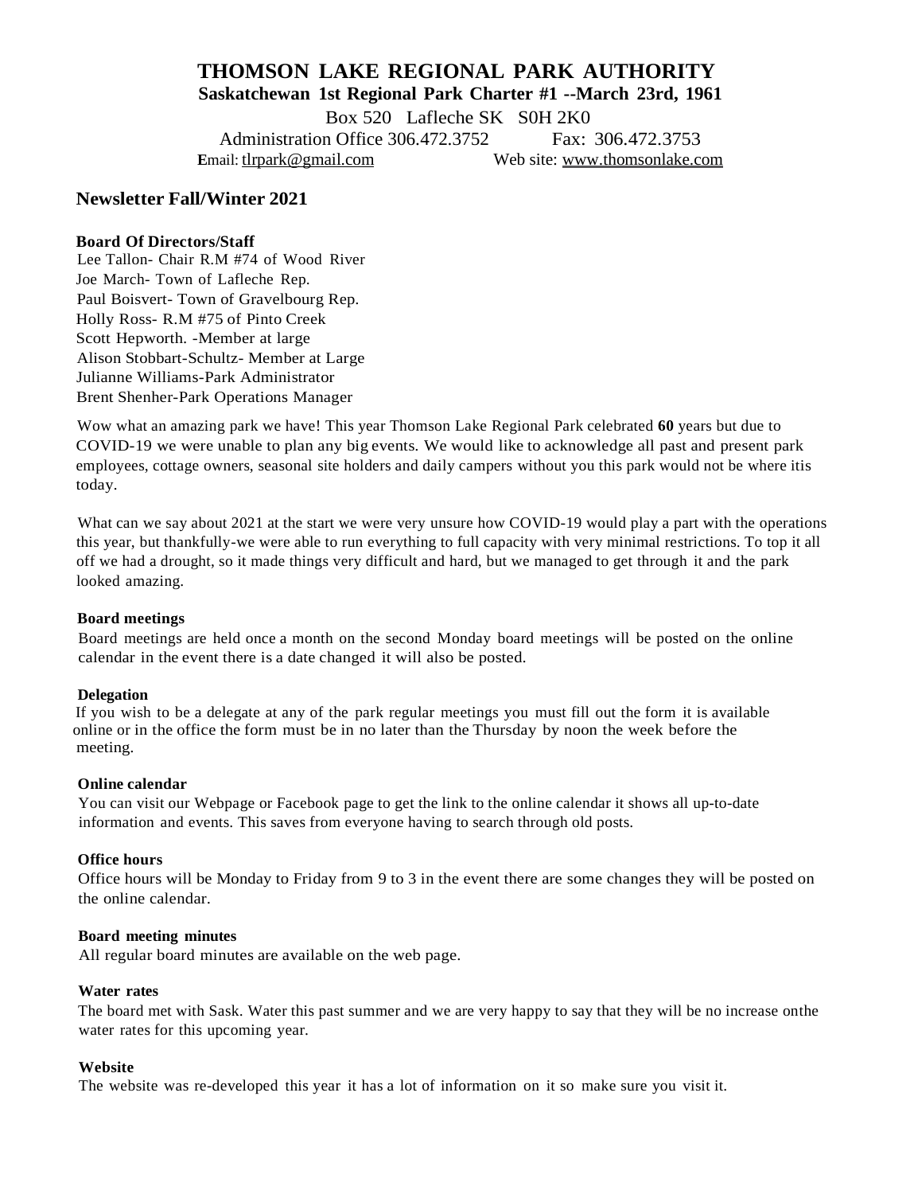# THOMSON LAKE REGIONAL PARK AUTHORITY

**Saskatchewan 1st Regional Park Charter #1 --March 23rd, 1961**

Box 520 Lafleche SK S0H 2K0

Administration Office 306.472.3752 Fax: 306.472.3753

Email: tlrpark@gmail.com Web site: www.thomsonlake.com

## Newsletter Fall/Winter 2021

**Board Of Directors/Staff**

Lee Tallon- Chair R.M #74 of Wood River
Joe March- Town of Lafleche Rep.
Paul Boisvert- Town of Gravelbourg Rep.
Holly Ross- R.M #75 of Pinto Creek
Scott Hepworth. -Member at large
Alison Stobbart-Schultz- Member at Large
Julianne Williams-Park Administrator
Brent Shenher-Park Operations Manager

Wow what an amazing park we have! This year Thomson Lake Regional Park celebrated **60** years but due to COVID-19 we were unable to plan any big events. We would like to acknowledge all past and present park employees, cottage owners, seasonal site holders and daily campers without you this park would not be where itis today.

What can we say about 2021 at the start we were very unsure how COVID-19 would play a part with the operations this year, but thankfully-we were able to run everything to full capacity with very minimal restrictions. To top it all off we had a drought, so it made things very difficult and hard, but we managed to get through it and the park looked amazing.

**Board meetings**

Board meetings are held once a month on the second Monday board meetings will be posted on the online calendar in the event there is a date changed it will also be posted.

**Delegation**

If you wish to be a delegate at any of the park regular meetings you must fill out the form it is available online or in the office the form must be in no later than the Thursday by noon the week before the meeting.

**Online calendar**

You can visit our Webpage or Facebook page to get the link to the online calendar it shows all up-to-date information and events. This saves from everyone having to search through old posts.

**Office hours**

Office hours will be Monday to Friday from 9 to 3 in the event there are some changes they will be posted on the online calendar.

**Board meeting minutes**

All regular board minutes are available on the web page.

**Water rates**

The board met with Sask. Water this past summer and we are very happy to say that they will be no increase onthe water rates for this upcoming year.

**Website**

The website was re-developed this year it has a lot of information on it so make sure you visit it.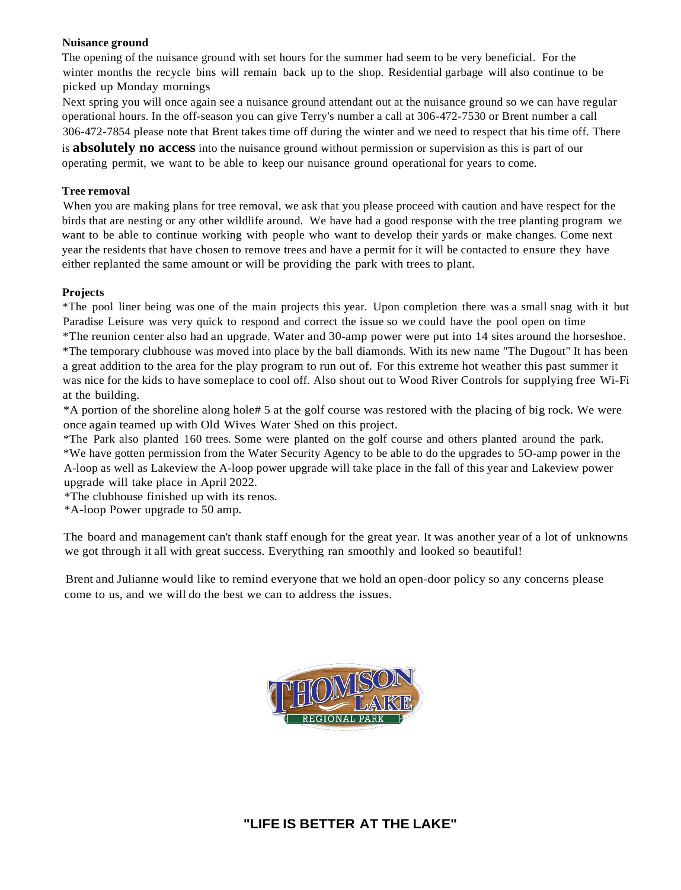**Nuisance ground**

The opening of the nuisance ground with set hours for the summer had seem to be very beneficial. For the winter months the recycle bins will remain back up to the shop. Residential garbage will also continue to be picked up Monday mornings

Next spring you will once again see a nuisance ground attendant out at the nuisance ground so we can have regular operational hours. In the off-season you can give Terry's number a call at 306-472-7530 or Brent number a call 306-472-7854 please note that Brent takes time off during the winter and we need to respect that his time off. There is **absolutely no access** into the nuisance ground without permission or supervision as this is part of our operating permit, we want to be able to keep our nuisance ground operational for years to come.

**Tree removal**

When you are making plans for tree removal, we ask that you please proceed with caution and have respect for the birds that are nesting or any other wildlife around. We have had a good response with the tree planting program we want to be able to continue working with people who want to develop their yards or make changes. Come next year the residents that have chosen to remove trees and have a permit for it will be contacted to ensure they have either replanted the same amount or will be providing the park with trees to plant.

**Projects**

*The pool liner being was one of the main projects this year. Upon completion there was a small snag with it but Paradise Leisure was very quick to respond and correct the issue so we could have the pool open on time

*The reunion center also had an upgrade. Water and 30-amp power were put into 14 sites around the horseshoe.

*The temporary clubhouse was moved into place by the ball diamonds. With its new name "The Dugout" It has been a great addition to the area for the play program to run out of. For this extreme hot weather this past summer it was nice for the kids to have someplace to cool off. Also shout out to Wood River Controls for supplying free Wi-Fi at the building.

*A portion of the shoreline along hole# 5 at the golf course was restored with the placing of big rock. We were once again teamed up with Old Wives Water Shed on this project.

*The Park also planted 160 trees. Some were planted on the golf course and others planted around the park.

*We have gotten permission from the Water Security Agency to be able to do the upgrades to 5O-amp power in the A-loop as well as Lakeview the A-loop power upgrade will take place in the fall of this year and Lakeview power upgrade will take place in April 2022.

*The clubhouse finished up with its renos.

*A-loop Power upgrade to 50 amp.

The board and management can't thank staff enough for the great year. It was another year of a lot of unknowns we got through it all with great success. Everything ran smoothly and looked so beautiful!

Brent and Julianne would like to remind everyone that we hold an open-door policy so any concerns please come to us, and we will do the best we can to address the issues.

THOMSON LAKE REGIONAL PARK

**"LIFE IS BETTER AT THE LAKE"**